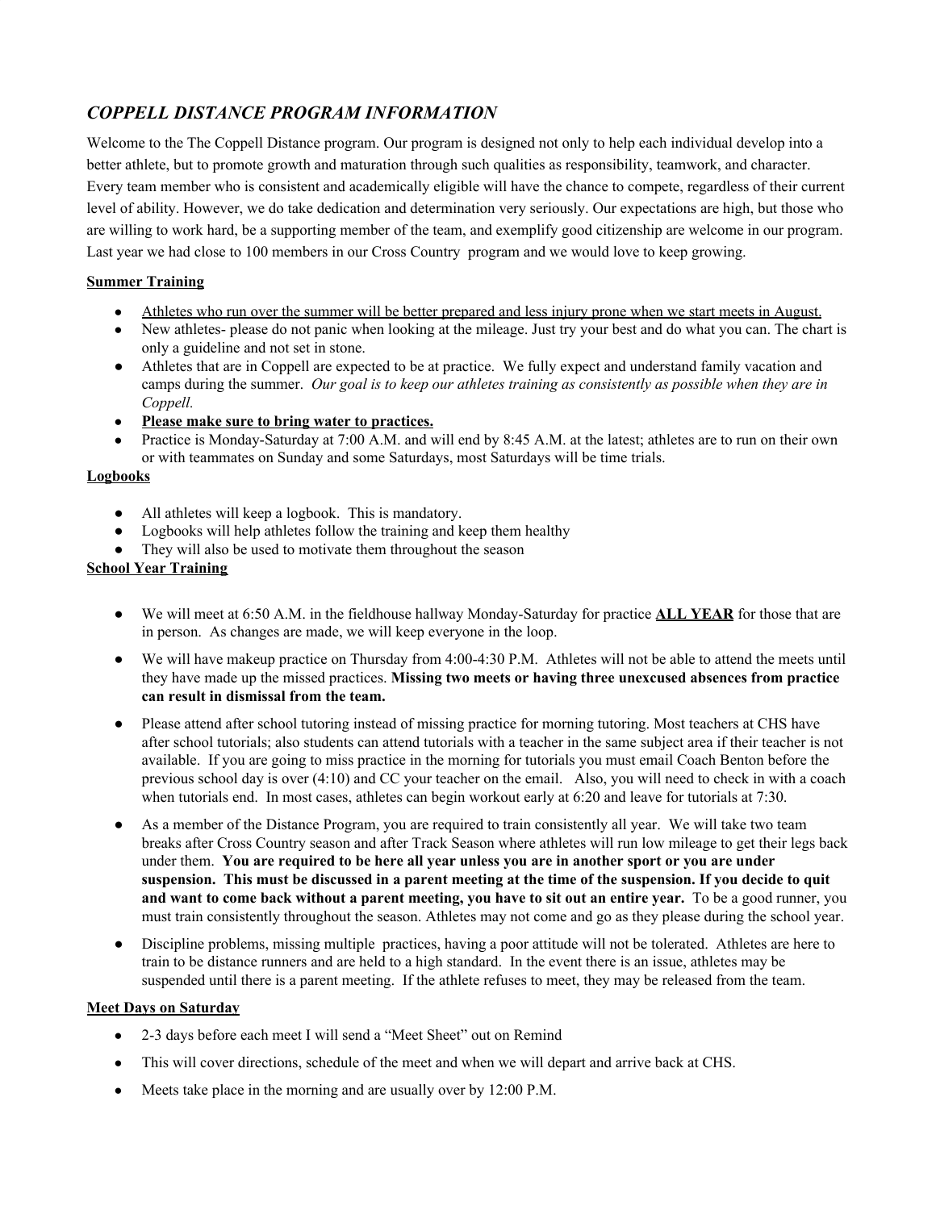## *COPPELL DISTANCE PROGRAM INFORMATION*

Welcome to the The Coppell Distance program. Our program is designed not only to help each individual develop into a better athlete, but to promote growth and maturation through such qualities as responsibility, teamwork, and character. Every team member who is consistent and academically eligible will have the chance to compete, regardless of their current level of ability. However, we do take dedication and determination very seriously. Our expectations are high, but those who are willing to work hard, be a supporting member of the team, and exemplify good citizenship are welcome in our program. Last year we had close to 100 members in our Cross Country program and we would love to keep growing.

**<u>Summer Training</u>**

- <u>Athletes who run over the summer will be better prepared and less injury prone when we start meets in August.</u>
- New athletes- please do not panic when looking at the mileage. Just try your best and do what you can. The chart is only a guideline and not set in stone.
- Athletes that are in Coppell are expected to be at practice. We fully expect and understand family vacation and camps during the summer. *Our goal is to keep our athletes training as consistently as possible when they are in Coppell.*
- **<u>Please make sure to bring water to practices.</u>**
- Practice is Monday-Saturday at 7:00 A.M. and will end by 8:45 A.M. at the latest; athletes are to run on their own or with teammates on Sunday and some Saturdays, most Saturdays will be time trials.

**<u>Logbooks</u>**

- All athletes will keep a logbook. This is mandatory.
- Logbooks will help athletes follow the training and keep them healthy
- They will also be used to motivate them throughout the season

**<u>School Year Training</u>**

- We will meet at 6:50 A.M. in the fieldhouse hallway Monday-Saturday for practice **<u>ALL YEAR</u>** for those that are in person. As changes are made, we will keep everyone in the loop.
- We will have makeup practice on Thursday from 4:00-4:30 P.M. Athletes will not be able to attend the meets until they have made up the missed practices. **Missing two meets or having three unexcused absences from practice can result in dismissal from the team.**
- Please attend after school tutoring instead of missing practice for morning tutoring. Most teachers at CHS have after school tutorials; also students can attend tutorials with a teacher in the same subject area if their teacher is not available. If you are going to miss practice in the morning for tutorials you must email Coach Benton before the previous school day is over (4:10) and CC your teacher on the email. Also, you will need to check in with a coach when tutorials end. In most cases, athletes can begin workout early at 6:20 and leave for tutorials at 7:30.
- As a member of the Distance Program, you are required to train consistently all year. We will take two team breaks after Cross Country season and after Track Season where athletes will run low mileage to get their legs back under them. **You are required to be here all year unless you are in another sport or you are under suspension. This must be discussed in a parent meeting at the time of the suspension. If you decide to quit and want to come back without a parent meeting, you have to sit out an entire year.** To be a good runner, you must train consistently throughout the season. Athletes may not come and go as they please during the school year.
- Discipline problems, missing multiple practices, having a poor attitude will not be tolerated. Athletes are here to train to be distance runners and are held to a high standard. In the event there is an issue, athletes may be suspended until there is a parent meeting. If the athlete refuses to meet, they may be released from the team.

**<u>Meet Days on Saturday</u>**

- 2-3 days before each meet I will send a "Meet Sheet" out on Remind
- This will cover directions, schedule of the meet and when we will depart and arrive back at CHS.
- Meets take place in the morning and are usually over by 12:00 P.M.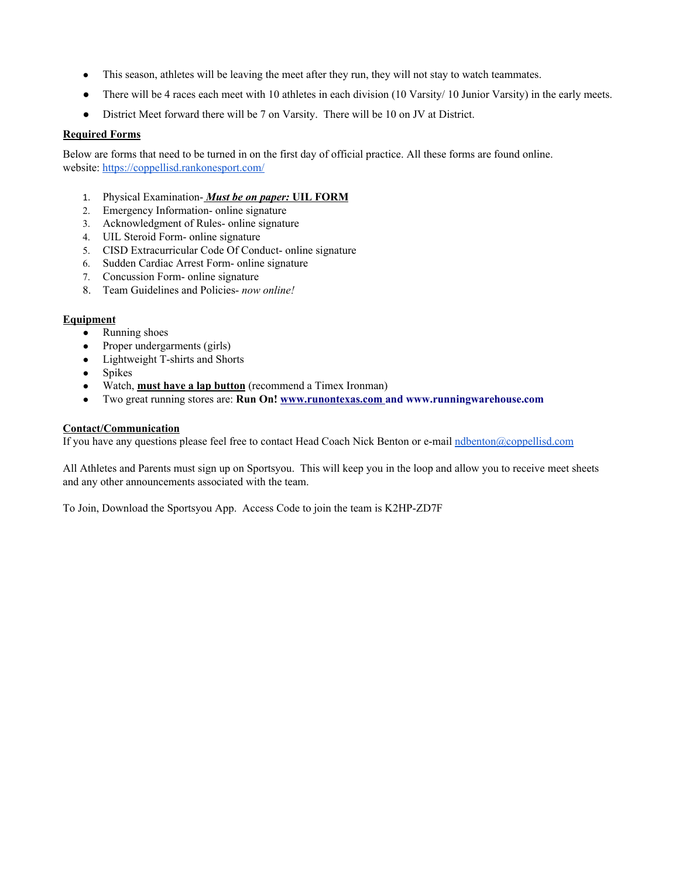- This season, athletes will be leaving the meet after they run, they will not stay to watch teammates.
- There will be 4 races each meet with 10 athletes in each division (10 Varsity/ 10 Junior Varsity) in the early meets.
- District Meet forward there will be 7 on Varsity. There will be 10 on JV at District.

**Required Forms**

Below are forms that need to be turned in on the first day of official practice. All these forms are found online.
website: https://coppellisd.rankonesport.com/

1. Physical Examination- ***Must be on paper:*** **UIL FORM**
2. Emergency Information- online signature
3. Acknowledgment of Rules- online signature
4. UIL Steroid Form- online signature
5. CISD Extracurricular Code Of Conduct- online signature
6. Sudden Cardiac Arrest Form- online signature
7. Concussion Form- online signature
8. Team Guidelines and Policies- *now online!*

**Equipment**

- Running shoes
- Proper undergarments (girls)
- Lightweight T-shirts and Shorts
- Spikes
- Watch, **must have a lap button** (recommend a Timex Ironman)
- Two great running stores are: **Run On! www.runontexas.com and www.runningwarehouse.com**

**Contact/Communication**

If you have any questions please feel free to contact Head Coach Nick Benton or e-mail ndbenton@coppellisd.com

All Athletes and Parents must sign up on Sportsyou. This will keep you in the loop and allow you to receive meet sheets and any other announcements associated with the team.

To Join, Download the Sportsyou App. Access Code to join the team is K2HP-ZD7F